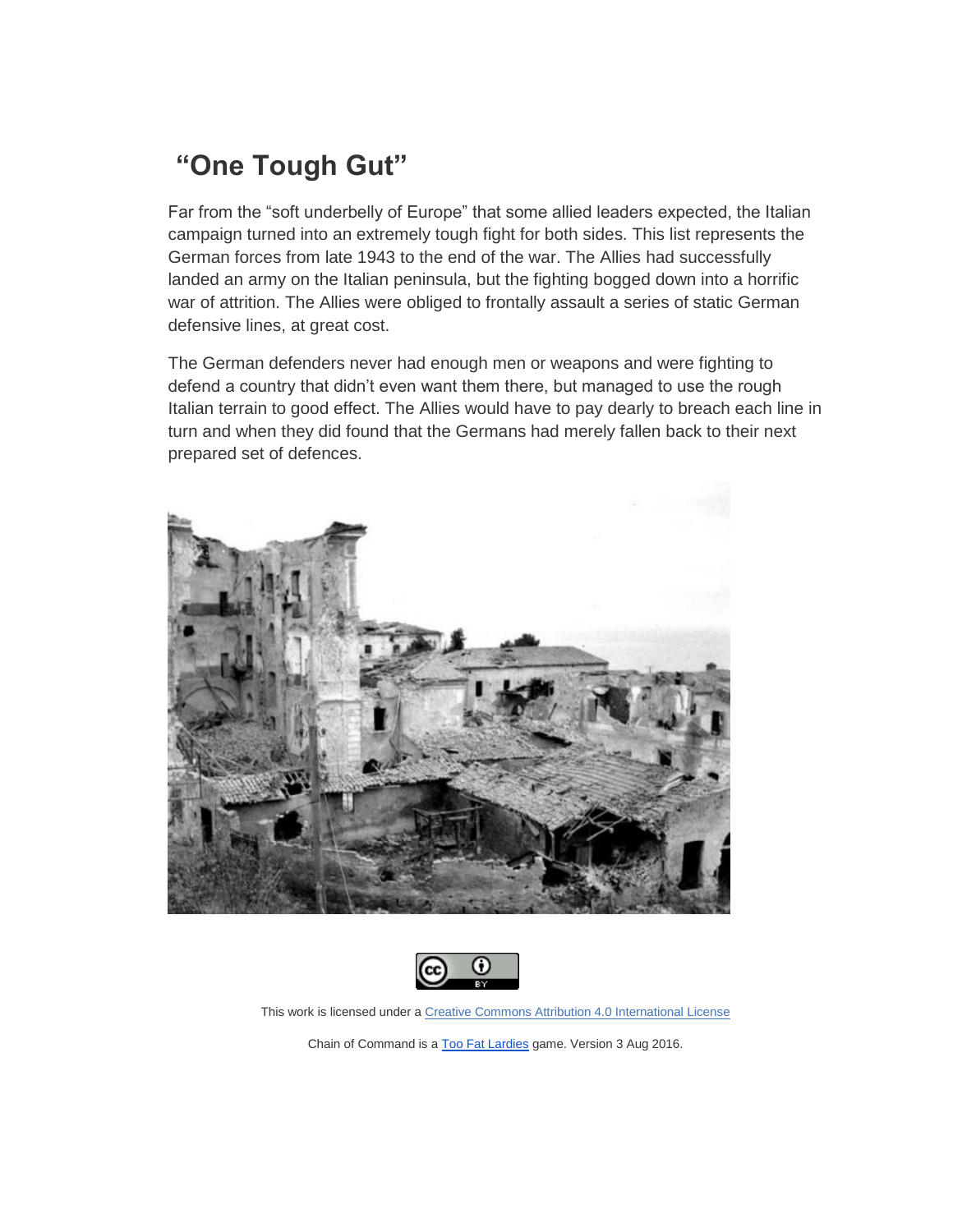# “One Tough Gut”

Far from the “soft underbelly of Europe” that some allied leaders expected, the Italian campaign turned into an extremely tough fight for both sides. This list represents the German forces from late 1943 to the end of the war. The Allies had successfully landed an army on the Italian peninsula, but the fighting bogged down into a horrific war of attrition. The Allies were obliged to frontally assault a series of static German defensive lines, at great cost.

The German defenders never had enough men or weapons and were fighting to defend a country that didn’t even want them there, but managed to use the rough Italian terrain to good effect. The Allies would have to pay dearly to breach each line in turn and when they did found that the Germans had merely fallen back to their next prepared set of defences.

This work is licensed under a Creative Commons Attribution 4.0 International License

Chain of Command is a Too Fat Lardies game. Version 3 Aug 2016.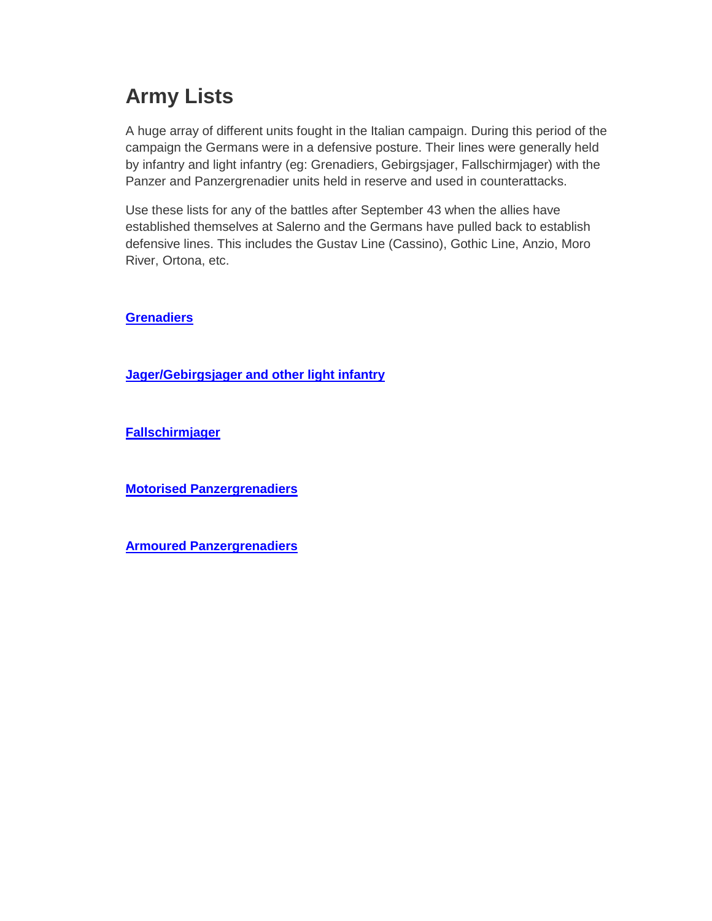# Army Lists

A huge array of different units fought in the Italian campaign. During this period of the campaign the Germans were in a defensive posture. Their lines were generally held by infantry and light infantry (eg: Grenadiers, Gebirgsjager, Fallschirmjager) with the Panzer and Panzergrenadier units held in reserve and used in counterattacks.

Use these lists for any of the battles after September 43 when the allies have established themselves at Salerno and the Germans have pulled back to establish defensive lines. This includes the Gustav Line (Cassino), Gothic Line, Anzio, Moro River, Ortona, etc.

**Grenadiers**

**Jager/Gebirgsjager and other light infantry**

**Fallschirmjager**

**Motorised Panzergrenadiers**

**Armoured Panzergrenadiers**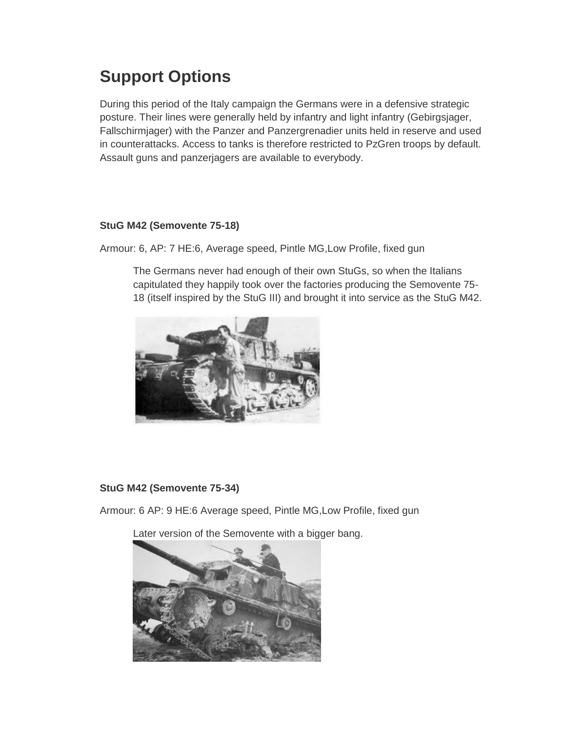## Support Options

During this period of the Italy campaign the Germans were in a defensive strategic posture. Their lines were generally held by infantry and light infantry (Gebirgsjager, Fallschirmjager) with the Panzer and Panzergrenadier units held in reserve and used in counterattacks. Access to tanks is therefore restricted to PzGren troops by default. Assault guns and panzerjagers are available to everybody.

**StuG M42 (Semovente 75-18)**

Armour: 6, AP: 7 HE:6, Average speed, Pintle MG,Low Profile, fixed gun

> The Germans never had enough of their own StuGs, so when the Italians capitulated they happily took over the factories producing the Semovente 75-18 (itself inspired by the StuG III) and brought it into service as the StuG M42.

**StuG M42 (Semovente 75-34)**

Armour: 6 AP: 9 HE:6 Average speed, Pintle MG,Low Profile, fixed gun

> Later version of the Semovente with a bigger bang.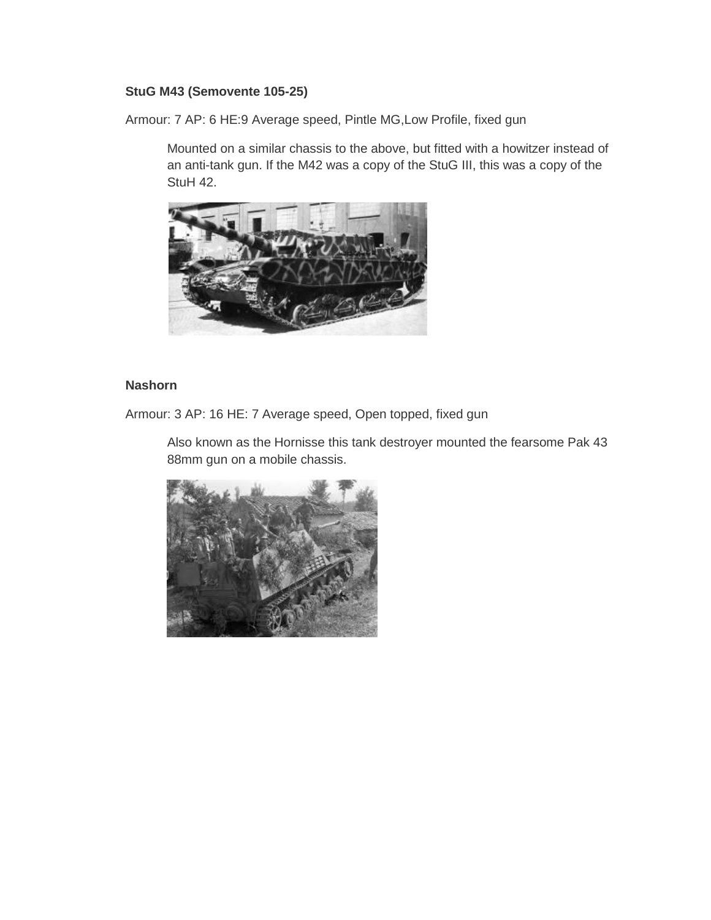**StuG M43 (Semovente 105-25)**

Armour: 7 AP: 6 HE:9 Average speed, Pintle MG,Low Profile, fixed gun

Mounted on a similar chassis to the above, but fitted with a howitzer instead of an anti-tank gun. If the M42 was a copy of the StuG III, this was a copy of the StuH 42.

**Nashorn**

Armour: 3 AP: 16 HE: 7 Average speed, Open topped, fixed gun

Also known as the Hornisse this tank destroyer mounted the fearsome Pak 43 88mm gun on a mobile chassis.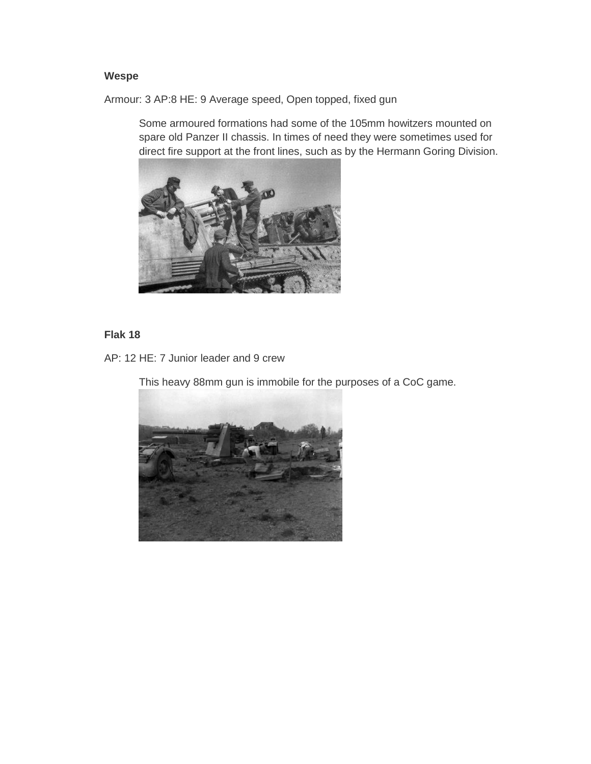**Wespe**

Armour: 3 AP:8 HE: 9 Average speed, Open topped, fixed gun

Some armoured formations had some of the 105mm howitzers mounted on spare old Panzer II chassis. In times of need they were sometimes used for direct fire support at the front lines, such as by the Hermann Goring Division.

**Flak 18**

AP: 12 HE: 7 Junior leader and 9 crew

This heavy 88mm gun is immobile for the purposes of a CoC game.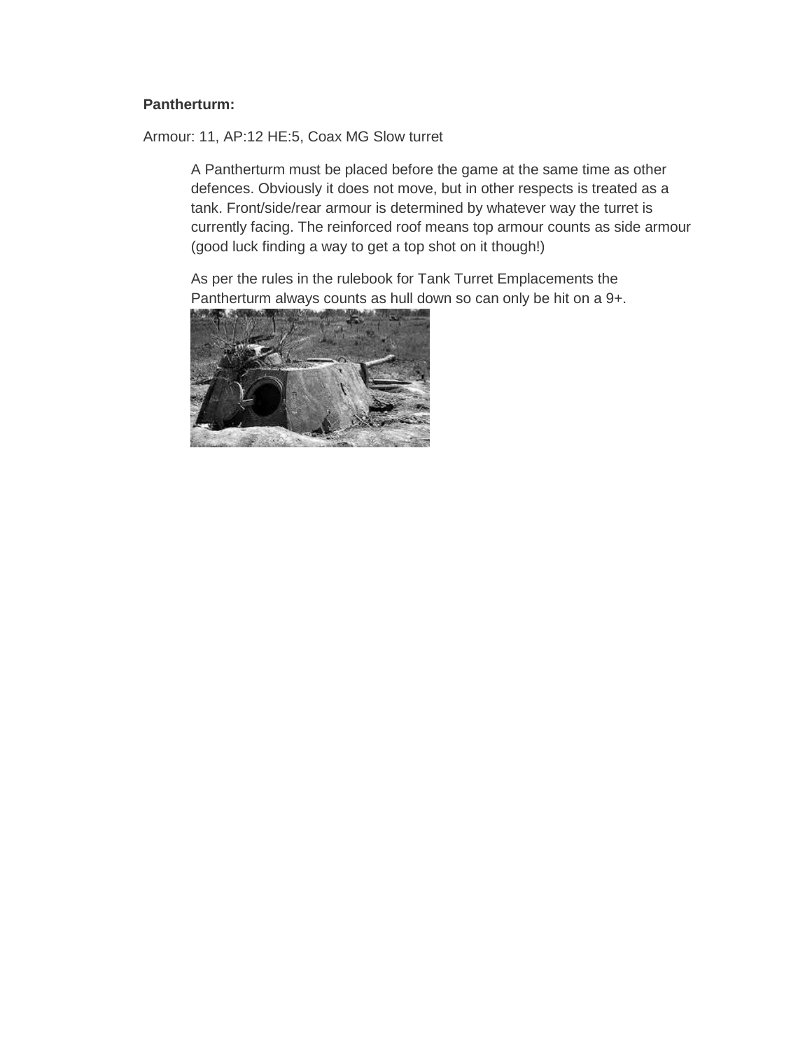**Pantherturm:**

Armour: 11, AP:12 HE:5, Coax MG Slow turret

A Pantherturm must be placed before the game at the same time as other defences. Obviously it does not move, but in other respects is treated as a tank. Front/side/rear armour is determined by whatever way the turret is currently facing. The reinforced roof means top armour counts as side armour (good luck finding a way to get a top shot on it though!)

As per the rules in the rulebook for Tank Turret Emplacements the Pantherturm always counts as hull down so can only be hit on a 9+.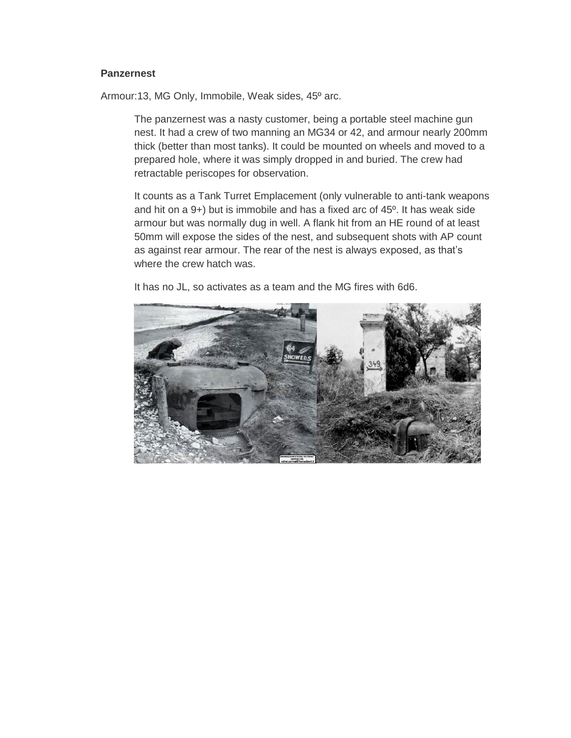**Panzernest**

Armour:13, MG Only, Immobile, Weak sides, 45º arc.

The panzernest was a nasty customer, being a portable steel machine gun nest. It had a crew of two manning an MG34 or 42, and armour nearly 200mm thick (better than most tanks). It could be mounted on wheels and moved to a prepared hole, where it was simply dropped in and buried. The crew had retractable periscopes for observation.

It counts as a Tank Turret Emplacement (only vulnerable to anti-tank weapons and hit on a 9+) but is immobile and has a fixed arc of 45º. It has weak side armour but was normally dug in well. A flank hit from an HE round of at least 50mm will expose the sides of the nest, and subsequent shots with AP count as against rear armour. The rear of the nest is always exposed, as that's where the crew hatch was.

It has no JL, so activates as a team and the MG fires with 6d6.